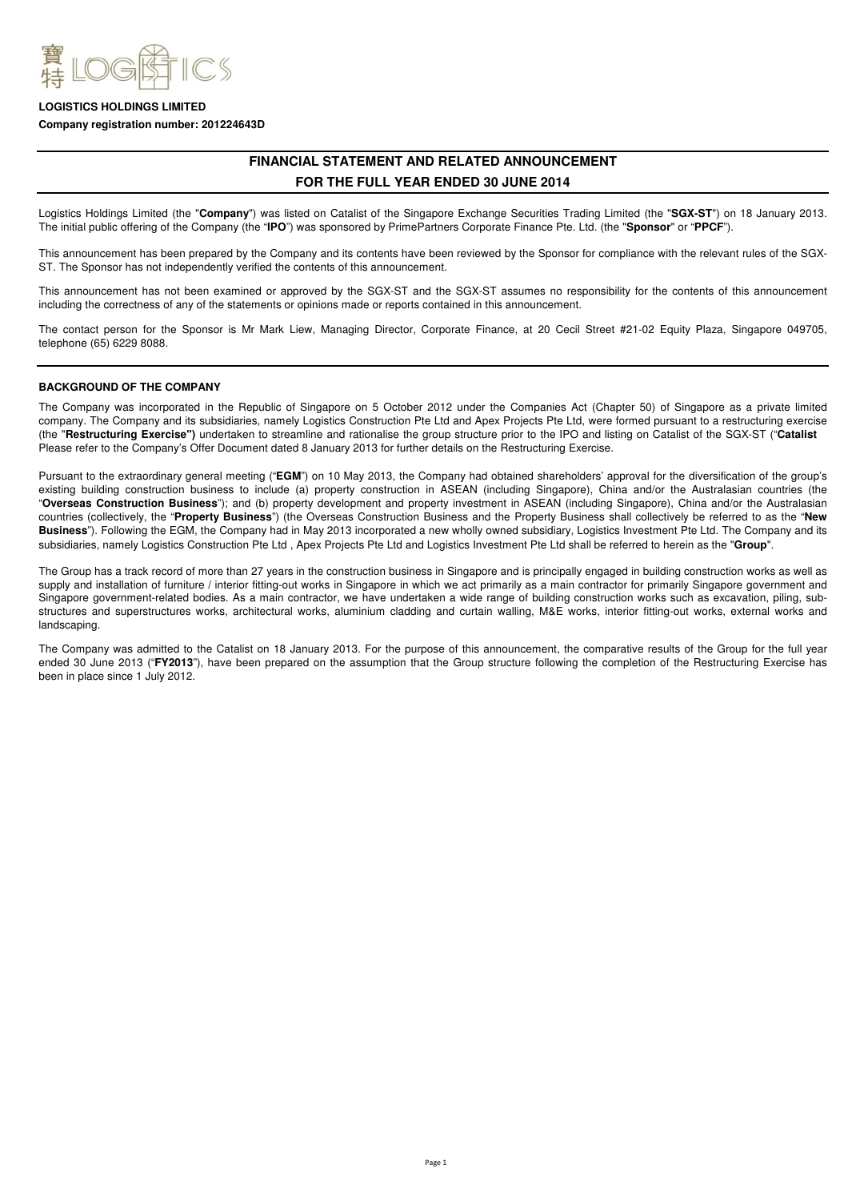**LOGISTICS HOLDINGS LIMITED**

**Company registration number: 201224643D**

# FINANCIAL STATEMENT AND RELATED ANNOUNCEMENT
# FOR THE FULL YEAR ENDED 30 JUNE 2014

Logistics Holdings Limited (the "**Company**") was listed on Catalist of the Singapore Exchange Securities Trading Limited (the "**SGX-ST**") on 18 January 2013. The initial public offering of the Company (the "**IPO**") was sponsored by PrimePartners Corporate Finance Pte. Ltd. (the "**Sponsor**" or "**PPCF**").

This announcement has been prepared by the Company and its contents have been reviewed by the Sponsor for compliance with the relevant rules of the SGX-ST. The Sponsor has not independently verified the contents of this announcement.

This announcement has not been examined or approved by the SGX-ST and the SGX-ST assumes no responsibility for the contents of this announcement including the correctness of any of the statements or opinions made or reports contained in this announcement.

The contact person for the Sponsor is Mr Mark Liew, Managing Director, Corporate Finance, at 20 Cecil Street #21-02 Equity Plaza, Singapore 049705, telephone (65) 6229 8088.

## BACKGROUND OF THE COMPANY

The Company was incorporated in the Republic of Singapore on 5 October 2012 under the Companies Act (Chapter 50) of Singapore as a private limited company. The Company and its subsidiaries, namely Logistics Construction Pte Ltd and Apex Projects Pte Ltd, were formed pursuant to a restructuring exercise (the "**Restructuring Exercise")** undertaken to streamline and rationalise the group structure prior to the IPO and listing on Catalist of the SGX-ST ("**Catalist** Please refer to the Company's Offer Document dated 8 January 2013 for further details on the Restructuring Exercise.

Pursuant to the extraordinary general meeting ("**EGM**") on 10 May 2013, the Company had obtained shareholders' approval for the diversification of the group's existing building construction business to include (a) property construction in ASEAN (including Singapore), China and/or the Australasian countries (the "**Overseas Construction Business**"); and (b) property development and property investment in ASEAN (including Singapore), China and/or the Australasian countries (collectively, the "**Property Business**") (the Overseas Construction Business and the Property Business shall collectively be referred to as the "**New Business**"). Following the EGM, the Company had in May 2013 incorporated a new wholly owned subsidiary, Logistics Investment Pte Ltd. The Company and its subsidiaries, namely Logistics Construction Pte Ltd , Apex Projects Pte Ltd and Logistics Investment Pte Ltd shall be referred to herein as the "**Group**".

The Group has a track record of more than 27 years in the construction business in Singapore and is principally engaged in building construction works as well as supply and installation of furniture / interior fitting-out works in Singapore in which we act primarily as a main contractor for primarily Singapore government and Singapore government-related bodies. As a main contractor, we have undertaken a wide range of building construction works such as excavation, piling, sub-structures and superstructures works, architectural works, aluminium cladding and curtain walling, M&E works, interior fitting-out works, external works and landscaping.

The Company was admitted to the Catalist on 18 January 2013. For the purpose of this announcement, the comparative results of the Group for the full year ended 30 June 2013 ("**FY2013**"), have been prepared on the assumption that the Group structure following the completion of the Restructuring Exercise has been in place since 1 July 2012.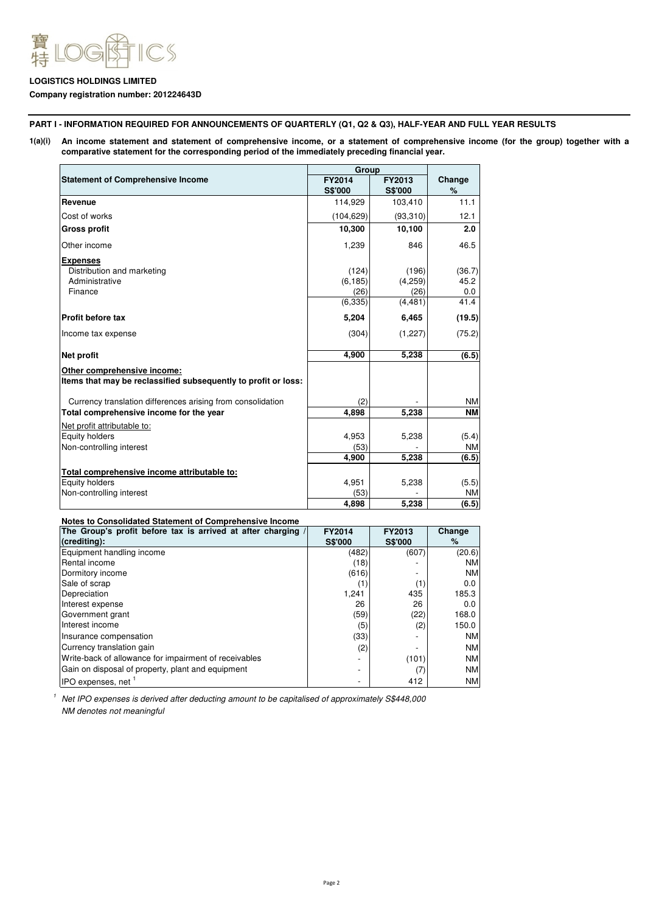**LOGISTICS HOLDINGS LIMITED**

**Company registration number: 201224643D**

**PART I - INFORMATION REQUIRED FOR ANNOUNCEMENTS OF QUARTERLY (Q1, Q2 & Q3), HALF-YEAR AND FULL YEAR RESULTS**

**1(a)(i) An income statement and statement of comprehensive income, or a statement of comprehensive income (for the group) together with a comparative statement for the corresponding period of the immediately preceding financial year.**

| Statement of Comprehensive Income | Group | | |
|---|---|---|---|
| | FY2014 S$'000 | FY2013 S$'000 | Change % |
| **Revenue** | 114,929 | 103,410 | 11.1 |
| Cost of works | (104,629) | (93,310) | 12.1 |
| **Gross profit** | **10,300** | **10,100** | **2.0** |
| Other income | 1,239 | 846 | 46.5 |
| **Expenses** | | | |
| Distribution and marketing | (124) | (196) | (36.7) |
| Administrative | (6,185) | (4,259) | 45.2 |
| Finance | (26) | (26) | 0.0 |
| | (6,335) | (4,481) | 41.4 |
| **Profit before tax** | **5,204** | **6,465** | **(19.5)** |
| Income tax expense | (304) | (1,227) | (75.2) |
| **Net profit** | **4,900** | **5,238** | **(6.5)** |
| **Other comprehensive income:** | | | |
| **Items that may be reclassified subsequently to profit or loss:** | | | |
| Currency translation differences arising from consolidation | (2) | - | NM |
| **Total comprehensive income for the year** | **4,898** | **5,238** | **NM** |
| Net profit attributable to: | | | |
| Equity holders | 4,953 | 5,238 | (5.4) |
| Non-controlling interest | (53) | - | NM |
| | **4,900** | **5,238** | **(6.5)** |
| **Total comprehensive income attributable to:** | | | |
| Equity holders | 4,951 | 5,238 | (5.5) |
| Non-controlling interest | (53) | - | NM |
| | **4,898** | **5,238** | **(6.5)** |

**Notes to Consolidated Statement of Comprehensive Income**

| The Group's profit before tax is arrived at after charging / (crediting): | FY2014 S$'000 | FY2013 S$'000 | Change % |
|---|---|---|---|
| Equipment handling income | (482) | (607) | (20.6) |
| Rental income | (18) | - | NM |
| Dormitory income | (616) | - | NM |
| Sale of scrap | (1) | (1) | 0.0 |
| Depreciation | 1,241 | 435 | 185.3 |
| Interest expense | 26 | 26 | 0.0 |
| Government grant | (59) | (22) | 168.0 |
| Interest income | (5) | (2) | 150.0 |
| Insurance compensation | (33) | - | NM |
| Currency translation gain | (2) | - | NM |
| Write-back of allowance for impairment of receivables | - | (101) | NM |
| Gain on disposal of property, plant and equipment | - | (7) | NM |
| IPO expenses, net [1] | - | 412 | NM |

[1] *Net IPO expenses is derived after deducting amount to be capitalised of approximately S$448,000*

*NM denotes not meaningful*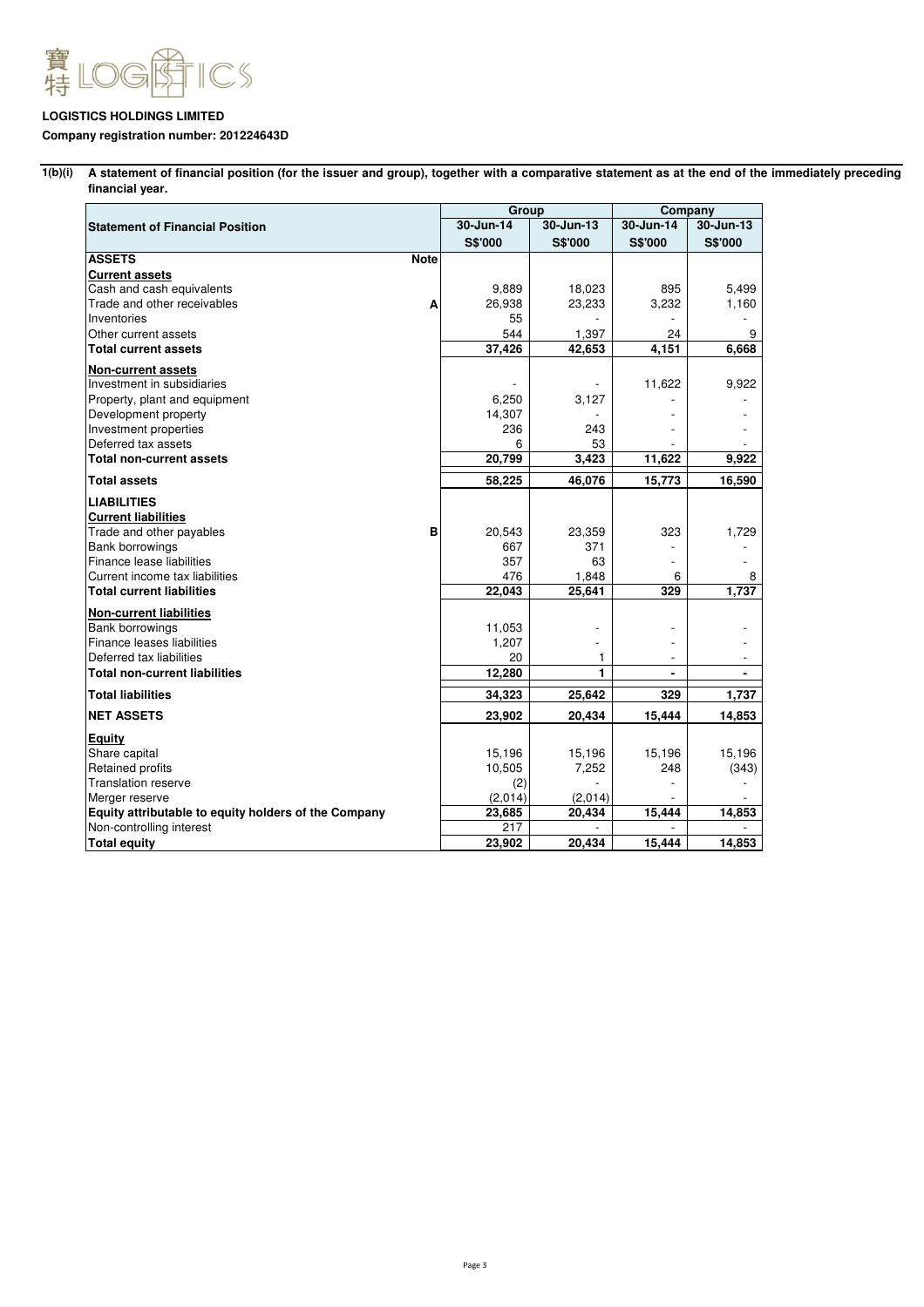**LOGISTICS HOLDINGS LIMITED**

**Company registration number: 201224643D**

**1(b)(i) A statement of financial position (for the issuer and group), together with a comparative statement as at the end of the immediately preceding financial year.**

| Statement of Financial Position | | Group | | Company | |
|---|---|---|---|---|---|
| | | 30-Jun-14 | 30-Jun-13 | 30-Jun-14 | 30-Jun-13 |
| | | S$'000 | S$'000 | S$'000 | S$'000 |
| **ASSETS** | **Note** | | | | |
| **Current assets** | | | | | |
| Cash and cash equivalents | | 9,889 | 18,023 | 895 | 5,499 |
| Trade and other receivables | A | 26,938 | 23,233 | 3,232 | 1,160 |
| Inventories | | 55 | - | - | - |
| Other current assets | | 544 | 1,397 | 24 | 9 |
| **Total current assets** | | **37,426** | **42,653** | **4,151** | **6,668** |
| **Non-current assets** | | | | | |
| Investment in subsidiaries | | - | - | 11,622 | 9,922 |
| Property, plant and equipment | | 6,250 | 3,127 | - | - |
| Development property | | 14,307 | - | - | - |
| Investment properties | | 236 | 243 | - | - |
| Deferred tax assets | | 6 | 53 | - | - |
| **Total non-current assets** | | **20,799** | **3,423** | **11,622** | **9,922** |
| **Total assets** | | **58,225** | **46,076** | **15,773** | **16,590** |
| **LIABILITIES** | | | | | |
| **Current liabilities** | | | | | |
| Trade and other payables | B | 20,543 | 23,359 | 323 | 1,729 |
| Bank borrowings | | 667 | 371 | - | - |
| Finance lease liabilities | | 357 | 63 | - | - |
| Current income tax liabilities | | 476 | 1,848 | 6 | 8 |
| **Total current liabilities** | | **22,043** | **25,641** | **329** | **1,737** |
| **Non-current liabilities** | | | | | |
| Bank borrowings | | 11,053 | - | - | - |
| Finance leases liabilities | | 1,207 | - | - | - |
| Deferred tax liabilities | | 20 | 1 | - | - |
| **Total non-current liabilities** | | **12,280** | **1** | **-** | **-** |
| **Total liabilities** | | **34,323** | **25,642** | **329** | **1,737** |
| **NET ASSETS** | | **23,902** | **20,434** | **15,444** | **14,853** |
| **Equity** | | | | | |
| Share capital | | 15,196 | 15,196 | 15,196 | 15,196 |
| Retained profits | | 10,505 | 7,252 | 248 | (343) |
| Translation reserve | | (2) | - | - | - |
| Merger reserve | | (2,014) | (2,014) | - | - |
| **Equity attributable to equity holders of the Company** | | **23,685** | **20,434** | **15,444** | **14,853** |
| Non-controlling interest | | 217 | - | - | - |
| **Total equity** | | **23,902** | **20,434** | **15,444** | **14,853** |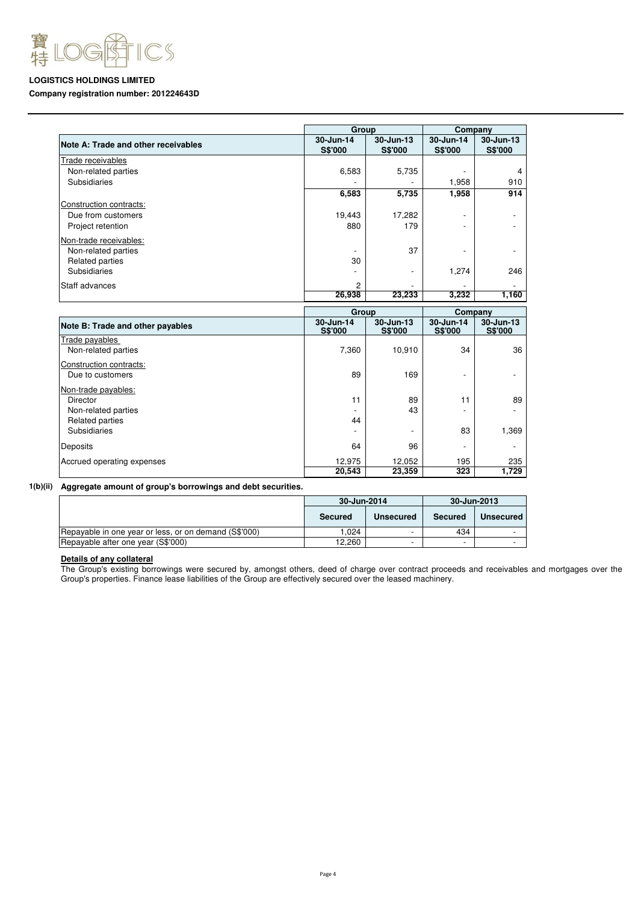**LOGISTICS HOLDINGS LIMITED**

**Company registration number: 201224643D**

| Note A: Trade and other receivables | Group | | Company | |
|---|---|---|---|---|
| | 30-Jun-14 S$'000 | 30-Jun-13 S$'000 | 30-Jun-14 S$'000 | 30-Jun-13 S$'000 |
| Trade receivables | | | | |
| Non-related parties | 6,583 | 5,735 | - | 4 |
| Subsidiaries | - | - | 1,958 | 910 |
| | **6,583** | **5,735** | **1,958** | **914** |
| Construction contracts: | | | | |
| Due from customers | 19,443 | 17,282 | - | - |
| Project retention | 880 | 179 | - | - |
| Non-trade receivables: | | | | |
| Non-related parties | - | 37 | - | - |
| Related parties | 30 | | | |
| Subsidiaries | - | - | 1,274 | 246 |
| Staff advances | 2 | - | - | - |
| | **26,938** | **23,233** | **3,232** | **1,160** |

| Note B: Trade and other payables | Group | | Company | |
|---|---|---|---|---|
| | 30-Jun-14 S$'000 | 30-Jun-13 S$'000 | 30-Jun-14 S$'000 | 30-Jun-13 S$'000 |
| Trade payables | | | | |
| Non-related parties | 7,360 | 10,910 | 34 | 36 |
| Construction contracts: | | | | |
| Due to customers | 89 | 169 | - | - |
| Non-trade payables: | | | | |
| Director | 11 | 89 | 11 | 89 |
| Non-related parties | - | 43 | - | - |
| Related parties | 44 | | | |
| Subsidiaries | - | - | 83 | 1,369 |
| Deposits | 64 | 96 | - | - |
| Accrued operating expenses | 12,975 | 12,052 | 195 | 235 |
| | **20,543** | **23,359** | **323** | **1,729** |

**1(b)(ii) Aggregate amount of group's borrowings and debt securities.**

| | 30-Jun-2014 | | 30-Jun-2013 | |
|---|---|---|---|---|
| | **Secured** | **Unsecured** | **Secured** | **Unsecured** |
| Repayable in one year or less, or on demand (S$'000) | 1,024 | - | 434 | - |
| Repayable after one year (S$'000) | 12,260 | - | - | - |

**Details of any collateral**

The Group's existing borrowings were secured by, amongst others, deed of charge over contract proceeds and receivables and mortgages over the Group's properties. Finance lease liabilities of the Group are effectively secured over the leased machinery.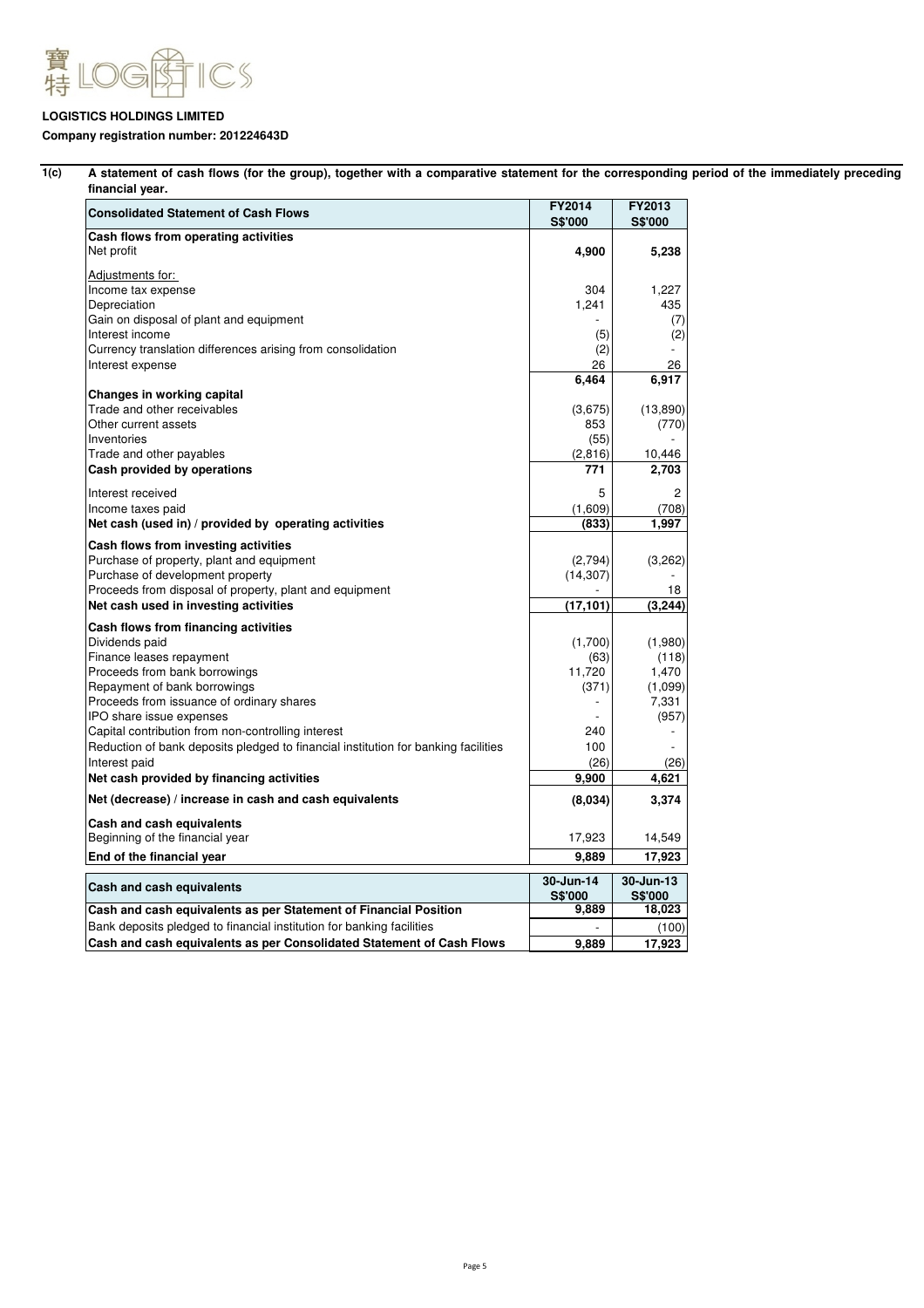**LOGISTICS HOLDINGS LIMITED**

**Company registration number: 201224643D**

**1(c) A statement of cash flows (for the group), together with a comparative statement for the corresponding period of the immediately preceding financial year.**

| Consolidated Statement of Cash Flows | FY2014 S$'000 | FY2013 S$'000 |
|---|---|---|
| **Cash flows from operating activities** | | |
| Net profit | **4,900** | **5,238** |
| Adjustments for: | | |
| Income tax expense | 304 | 1,227 |
| Depreciation | 1,241 | 435 |
| Gain on disposal of plant and equipment | - | (7) |
| Interest income | (5) | (2) |
| Currency translation differences arising from consolidation | (2) | - |
| Interest expense | 26 | 26 |
| | **6,464** | **6,917** |
| **Changes in working capital** | | |
| Trade and other receivables | (3,675) | (13,890) |
| Other current assets | 853 | (770) |
| Inventories | (55) | - |
| Trade and other payables | (2,816) | 10,446 |
| **Cash provided by operations** | **771** | **2,703** |
| Interest received | 5 | 2 |
| Income taxes paid | (1,609) | (708) |
| **Net cash (used in) / provided by operating activities** | **(833)** | **1,997** |
| **Cash flows from investing activities** | | |
| Purchase of property, plant and equipment | (2,794) | (3,262) |
| Purchase of development property | (14,307) | - |
| Proceeds from disposal of property, plant and equipment | - | 18 |
| **Net cash used in investing activities** | **(17,101)** | **(3,244)** |
| **Cash flows from financing activities** | | |
| Dividends paid | (1,700) | (1,980) |
| Finance leases repayment | (63) | (118) |
| Proceeds from bank borrowings | 11,720 | 1,470 |
| Repayment of bank borrowings | (371) | (1,099) |
| Proceeds from issuance of ordinary shares | - | 7,331 |
| IPO share issue expenses | - | (957) |
| Capital contribution from non-controlling interest | 240 | - |
| Reduction of bank deposits pledged to financial institution for banking facilities | 100 | - |
| Interest paid | (26) | (26) |
| **Net cash provided by financing activities** | **9,900** | **4,621** |
| **Net (decrease) / increase in cash and cash equivalents** | **(8,034)** | **3,374** |
| **Cash and cash equivalents** | | |
| Beginning of the financial year | 17,923 | 14,549 |
| **End of the financial year** | **9,889** | **17,923** |

| Cash and cash equivalents | 30-Jun-14 S$'000 | 30-Jun-13 S$'000 |
|---|---|---|
| **Cash and cash equivalents as per Statement of Financial Position** | **9,889** | **18,023** |
| Bank deposits pledged to financial institution for banking facilities | - | (100) |
| **Cash and cash equivalents as per Consolidated Statement of Cash Flows** | **9,889** | **17,923** |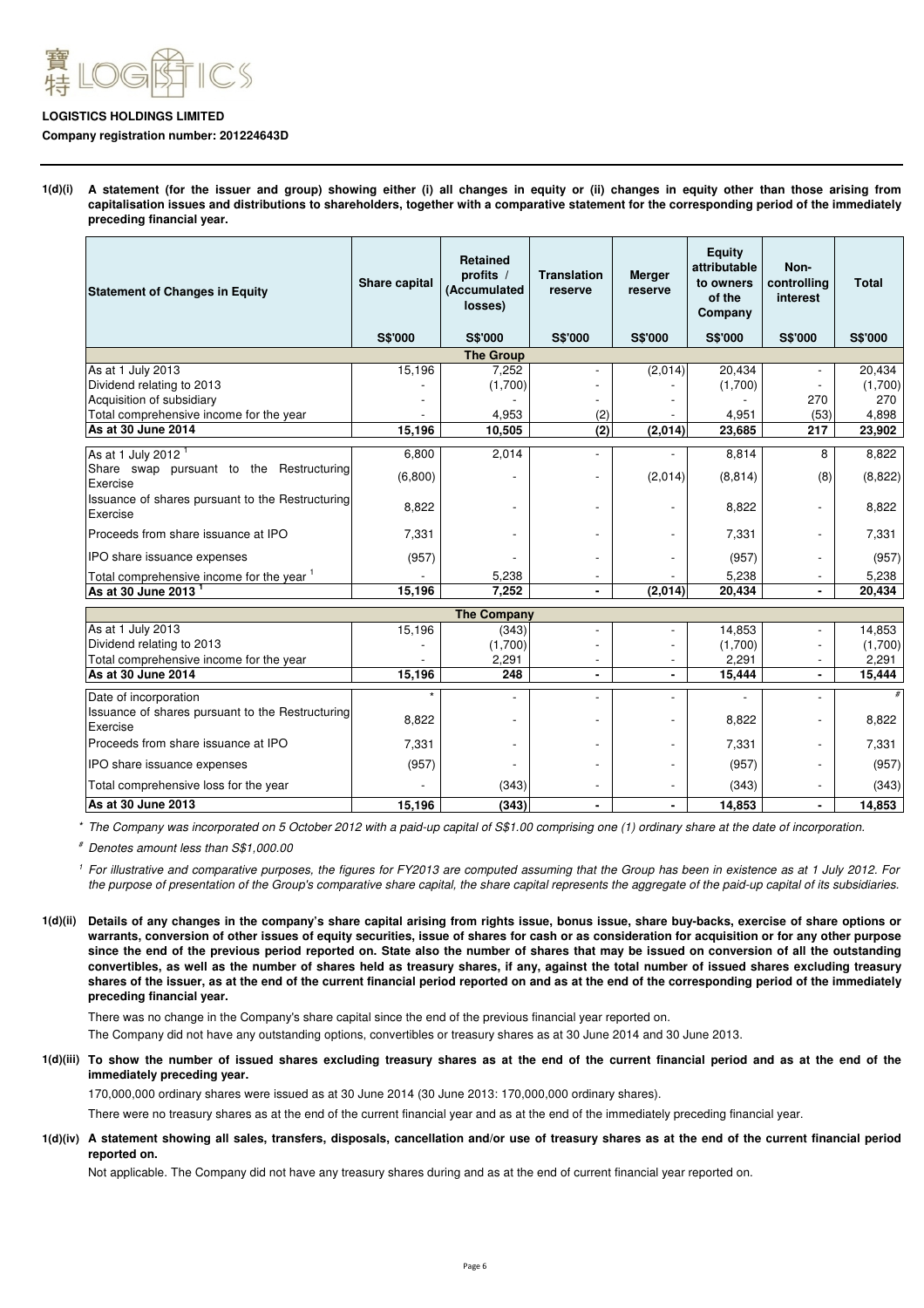**LOGISTICS HOLDINGS LIMITED**

**Company registration number: 201224643D**

**1(d)(i) A statement (for the issuer and group) showing either (i) all changes in equity or (ii) changes in equity other than those arising from capitalisation issues and distributions to shareholders, together with a comparative statement for the corresponding period of the immediately preceding financial year.**

| Statement of Changes in Equity | Share capital | Retained profits / (Accumulated losses) | Translation reserve | Merger reserve | Equity attributable to owners of the Company | Non-controlling interest | Total |
|---|---|---|---|---|---|---|---|
| | S$'000 | S$'000 | S$'000 | S$'000 | S$'000 | S$'000 | S$'000 |
| | | **The Group** | | | | | |
| As at 1 July 2013 | 15,196 | 7,252 | - | (2,014) | 20,434 | - | 20,434 |
| Dividend relating to 2013 | - | (1,700) | - | - | (1,700) | - | (1,700) |
| Acquisition of subsidiary | - | - | - | - | - | 270 | 270 |
| Total comprehensive income for the year | - | 4,953 | (2) | - | 4,951 | (53) | 4,898 |
| **As at 30 June 2014** | **15,196** | **10,505** | **(2)** | **(2,014)** | **23,685** | **217** | **23,902** |
| As at 1 July 2012 [1] | 6,800 | 2,014 | - | - | 8,814 | 8 | 8,822 |
| Share swap pursuant to the Restructuring Exercise | (6,800) | - | - | (2,014) | (8,814) | (8) | (8,822) |
| Issuance of shares pursuant to the Restructuring Exercise | 8,822 | - | - | - | 8,822 | - | 8,822 |
| Proceeds from share issuance at IPO | 7,331 | - | - | - | 7,331 | - | 7,331 |
| IPO share issuance expenses | (957) | - | - | - | (957) | - | (957) |
| Total comprehensive income for the year [1] | - | 5,238 | - | - | 5,238 | - | 5,238 |
| **As at 30 June 2013 [1]** | **15,196** | **7,252** | **-** | **(2,014)** | **20,434** | **-** | **20,434** |
| | | **The Company** | | | | | |
| As at 1 July 2013 | 15,196 | (343) | - | - | 14,853 | - | 14,853 |
| Dividend relating to 2013 | - | (1,700) | - | - | (1,700) | - | (1,700) |
| Total comprehensive income for the year | - | 2,291 | - | - | 2,291 | - | 2,291 |
| **As at 30 June 2014** | **15,196** | **248** | **-** | **-** | **15,444** | **-** | **15,444** |
| Date of incorporation | * | - | - | - | - | - | # |
| Issuance of shares pursuant to the Restructuring Exercise | 8,822 | - | - | - | 8,822 | - | 8,822 |
| Proceeds from share issuance at IPO | 7,331 | - | - | - | 7,331 | - | 7,331 |
| IPO share issuance expenses | (957) | - | - | - | (957) | - | (957) |
| Total comprehensive loss for the year | - | (343) | - | - | (343) | - | (343) |
| **As at 30 June 2013** | **15,196** | **(343)** | **-** | **-** | **14,853** | **-** | **14,853** |

*\* The Company was incorporated on 5 October 2012 with a paid-up capital of S$1.00 comprising one (1) ordinary share at the date of incorporation.*

*# Denotes amount less than S$1,000.00*

*[1] For illustrative and comparative purposes, the figures for FY2013 are computed assuming that the Group has been in existence as at 1 July 2012. For the purpose of presentation of the Group's comparative share capital, the share capital represents the aggregate of the paid-up capital of its subsidiaries.*

**1(d)(ii) Details of any changes in the company's share capital arising from rights issue, bonus issue, share buy-backs, exercise of share options or warrants, conversion of other issues of equity securities, issue of shares for cash or as consideration for acquisition or for any other purpose since the end of the previous period reported on. State also the number of shares that may be issued on conversion of all the outstanding convertibles, as well as the number of shares held as treasury shares, if any, against the total number of issued shares excluding treasury shares of the issuer, as at the end of the current financial period reported on and as at the end of the corresponding period of the immediately preceding financial year.**

There was no change in the Company's share capital since the end of the previous financial year reported on.

The Company did not have any outstanding options, convertibles or treasury shares as at 30 June 2014 and 30 June 2013.

**1(d)(iii) To show the number of issued shares excluding treasury shares as at the end of the current financial period and as at the end of the immediately preceding year.**

170,000,000 ordinary shares were issued as at 30 June 2014 (30 June 2013: 170,000,000 ordinary shares).

There were no treasury shares as at the end of the current financial year and as at the end of the immediately preceding financial year.

**1(d)(iv) A statement showing all sales, transfers, disposals, cancellation and/or use of treasury shares as at the end of the current financial period reported on.**

Not applicable. The Company did not have any treasury shares during and as at the end of current financial year reported on.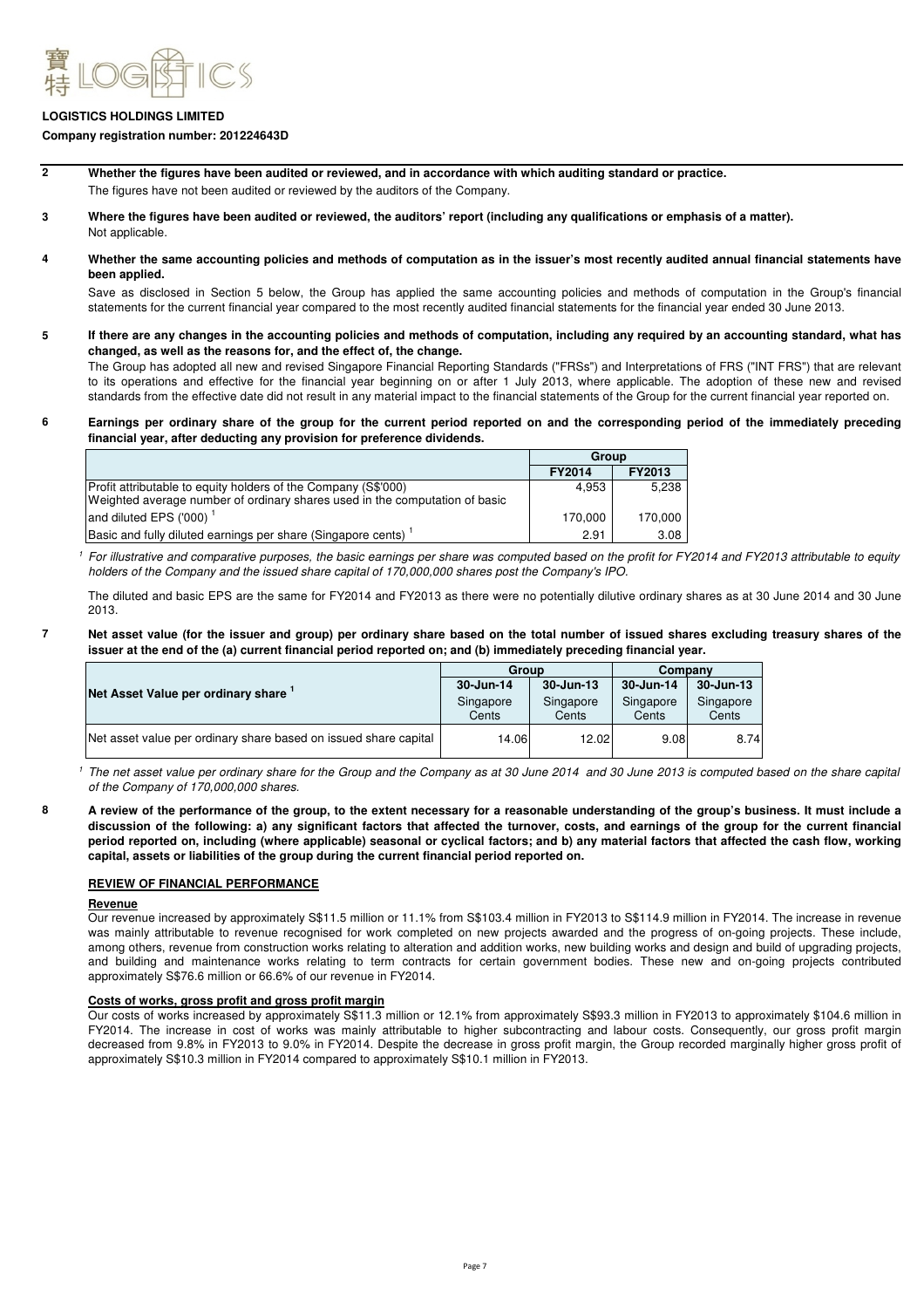**LOGISTICS HOLDINGS LIMITED**

**Company registration number: 201224643D**

**2 Whether the figures have been audited or reviewed, and in accordance with which auditing standard or practice.**

The figures have not been audited or reviewed by the auditors of the Company.

**3 Where the figures have been audited or reviewed, the auditors' report (including any qualifications or emphasis of a matter).**

Not applicable.

**4 Whether the same accounting policies and methods of computation as in the issuer's most recently audited annual financial statements have been applied.**

Save as disclosed in Section 5 below, the Group has applied the same accounting policies and methods of computation in the Group's financial statements for the current financial year compared to the most recently audited financial statements for the financial year ended 30 June 2013.

**5 If there are any changes in the accounting policies and methods of computation, including any required by an accounting standard, what has changed, as well as the reasons for, and the effect of, the change.**

The Group has adopted all new and revised Singapore Financial Reporting Standards ("FRSs") and Interpretations of FRS ("INT FRS") that are relevant to its operations and effective for the financial year beginning on or after 1 July 2013, where applicable. The adoption of these new and revised standards from the effective date did not result in any material impact to the financial statements of the Group for the current financial year reported on.

**6 Earnings per ordinary share of the group for the current period reported on and the corresponding period of the immediately preceding financial year, after deducting any provision for preference dividends.**

| | Group | |
|---|---|---|
| | **FY2014** | **FY2013** |
| Profit attributable to equity holders of the Company (S$'000) | 4,953 | 5,238 |
| Weighted average number of ordinary shares used in the computation of basic and diluted EPS ('000) [1] | 170,000 | 170,000 |
| Basic and fully diluted earnings per share (Singapore cents) [1] | 2.91 | 3.08 |

[1] *For illustrative and comparative purposes, the basic earnings per share was computed based on the profit for FY2014 and FY2013 attributable to equity holders of the Company and the issued share capital of 170,000,000 shares post the Company's IPO.*

The diluted and basic EPS are the same for FY2014 and FY2013 as there were no potentially dilutive ordinary shares as at 30 June 2014 and 30 June 2013.

**7 Net asset value (for the issuer and group) per ordinary share based on the total number of issued shares excluding treasury shares of the issuer at the end of the (a) current financial period reported on; and (b) immediately preceding financial year.**

| Net Asset Value per ordinary share [1] | Group | | Company | |
|---|---|---|---|---|
| | **30-Jun-14** | **30-Jun-13** | **30-Jun-14** | **30-Jun-13** |
| | Singapore Cents | Singapore Cents | Singapore Cents | Singapore Cents |
| Net asset value per ordinary share based on issued share capital | 14.06 | 12.02 | 9.08 | 8.74 |

[1] *The net asset value per ordinary share for the Group and the Company as at 30 June 2014 and 30 June 2013 is computed based on the share capital of the Company of 170,000,000 shares.*

**8 A review of the performance of the group, to the extent necessary for a reasonable understanding of the group's business. It must include a discussion of the following: a) any significant factors that affected the turnover, costs, and earnings of the group for the current financial period reported on, including (where applicable) seasonal or cyclical factors; and b) any material factors that affected the cash flow, working capital, assets or liabilities of the group during the current financial period reported on.**

**REVIEW OF FINANCIAL PERFORMANCE**

**Revenue**

Our revenue increased by approximately S$11.5 million or 11.1% from S$103.4 million in FY2013 to S$114.9 million in FY2014. The increase in revenue was mainly attributable to revenue recognised for work completed on new projects awarded and the progress of on-going projects. These include, among others, revenue from construction works relating to alteration and addition works, new building works and design and build of upgrading projects, and building and maintenance works relating to term contracts for certain government bodies. These new and on-going projects contributed approximately S$76.6 million or 66.6% of our revenue in FY2014.

**Costs of works, gross profit and gross profit margin**

Our costs of works increased by approximately S$11.3 million or 12.1% from approximately S$93.3 million in FY2013 to approximately $104.6 million in FY2014. The increase in cost of works was mainly attributable to higher subcontracting and labour costs. Consequently, our gross profit margin decreased from 9.8% in FY2013 to 9.0% in FY2014. Despite the decrease in gross profit margin, the Group recorded marginally higher gross profit of approximately S$10.3 million in FY2014 compared to approximately S$10.1 million in FY2013.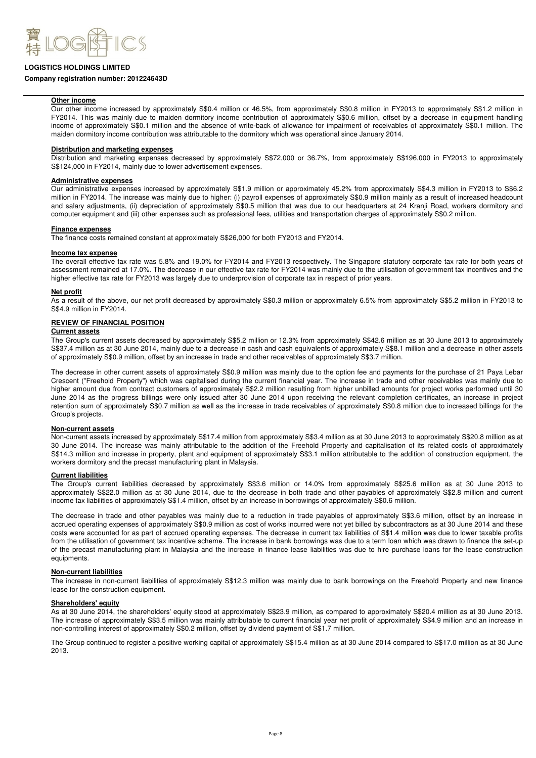**LOGISTICS HOLDINGS LIMITED**

**Company registration number: 201224643D**

**Other income**

Our other income increased by approximately S$0.4 million or 46.5%, from approximately S$0.8 million in FY2013 to approximately S$1.2 million in FY2014. This was mainly due to maiden dormitory income contribution of approximately S$0.6 million, offset by a decrease in equipment handling income of approximately S$0.1 million and the absence of write-back of allowance for impairment of receivables of approximately S$0.1 million. The maiden dormitory income contribution was attributable to the dormitory which was operational since January 2014.

**Distribution and marketing expenses**

Distribution and marketing expenses decreased by approximately S$72,000 or 36.7%, from approximately S$196,000 in FY2013 to approximately S$124,000 in FY2014, mainly due to lower advertisement expenses.

**Administrative expenses**

Our administrative expenses increased by approximately S$1.9 million or approximately 45.2% from approximately S$4.3 million in FY2013 to S$6.2 million in FY2014. The increase was mainly due to higher: (i) payroll expenses of approximately S$0.9 million mainly as a result of increased headcount and salary adjustments, (ii) depreciation of approximately S$0.5 million that was due to our headquarters at 24 Kranji Road, workers dormitory and computer equipment and (iii) other expenses such as professional fees, utilities and transportation charges of approximately S$0.2 million.

**Finance expenses**

The finance costs remained constant at approximately S$26,000 for both FY2013 and FY2014.

**Income tax expense**

The overall effective tax rate was 5.8% and 19.0% for FY2014 and FY2013 respectively. The Singapore statutory corporate tax rate for both years of assessment remained at 17.0%. The decrease in our effective tax rate for FY2014 was mainly due to the utilisation of government tax incentives and the higher effective tax rate for FY2013 was largely due to underprovision of corporate tax in respect of prior years.

**Net profit**

As a result of the above, our net profit decreased by approximately S$0.3 million or approximately 6.5% from approximately S$5.2 million in FY2013 to S$4.9 million in FY2014.

**REVIEW OF FINANCIAL POSITION**

**Current assets**

The Group's current assets decreased by approximately S$5.2 million or 12.3% from approximately S$42.6 million as at 30 June 2013 to approximately S$37.4 million as at 30 June 2014, mainly due to a decrease in cash and cash equivalents of approximately S$8.1 million and a decrease in other assets of approximately S$0.9 million, offset by an increase in trade and other receivables of approximately S$3.7 million.

The decrease in other current assets of approximately S$0.9 million was mainly due to the option fee and payments for the purchase of 21 Paya Lebar Crescent ("Freehold Property") which was capitalised during the current financial year. The increase in trade and other receivables was mainly due to higher amount due from contract customers of approximately S$2.2 million resulting from higher unbilled amounts for project works performed until 30 June 2014 as the progress billings were only issued after 30 June 2014 upon receiving the relevant completion certificates, an increase in project retention sum of approximately S$0.7 million as well as the increase in trade receivables of approximately S$0.8 million due to increased billings for the Group's projects.

**Non-current assets**

Non-current assets increased by approximately S$17.4 million from approximately S$3.4 million as at 30 June 2013 to approximately S$20.8 million as at 30 June 2014. The increase was mainly attributable to the addition of the Freehold Property and capitalisation of its related costs of approximately S$14.3 million and increase in property, plant and equipment of approximately S$3.1 million attributable to the addition of construction equipment, the workers dormitory and the precast manufacturing plant in Malaysia.

**Current liabilities**

The Group's current liabilities decreased by approximately S$3.6 million or 14.0% from approximately S$25.6 million as at 30 June 2013 to approximately S$22.0 million as at 30 June 2014, due to the decrease in both trade and other payables of approximately S$2.8 million and current income tax liabilities of approximately S$1.4 million, offset by an increase in borrowings of approximately S$0.6 million.

The decrease in trade and other payables was mainly due to a reduction in trade payables of approximately S$3.6 million, offset by an increase in accrued operating expenses of approximately S$0.9 million as cost of works incurred were not yet billed by subcontractors as at 30 June 2014 and these costs were accounted for as part of accrued operating expenses. The decrease in current tax liabilities of S$1.4 million was due to lower taxable profits from the utilisation of government tax incentive scheme. The increase in bank borrowings was due to a term loan which was drawn to finance the set-up of the precast manufacturing plant in Malaysia and the increase in finance lease liabilities was due to hire purchase loans for the lease construction equipments.

**Non-current liabilities**

The increase in non-current liabilities of approximately S$12.3 million was mainly due to bank borrowings on the Freehold Property and new finance lease for the construction equipment.

**Shareholders' equity**

As at 30 June 2014, the shareholders' equity stood at approximately S$23.9 million, as compared to approximately S$20.4 million as at 30 June 2013. The increase of approximately S$3.5 million was mainly attributable to current financial year net profit of approximately S$4.9 million and an increase in non-controlling interest of approximately S$0.2 million, offset by dividend payment of S$1.7 million.

The Group continued to register a positive working capital of approximately S$15.4 million as at 30 June 2014 compared to S$17.0 million as at 30 June 2013.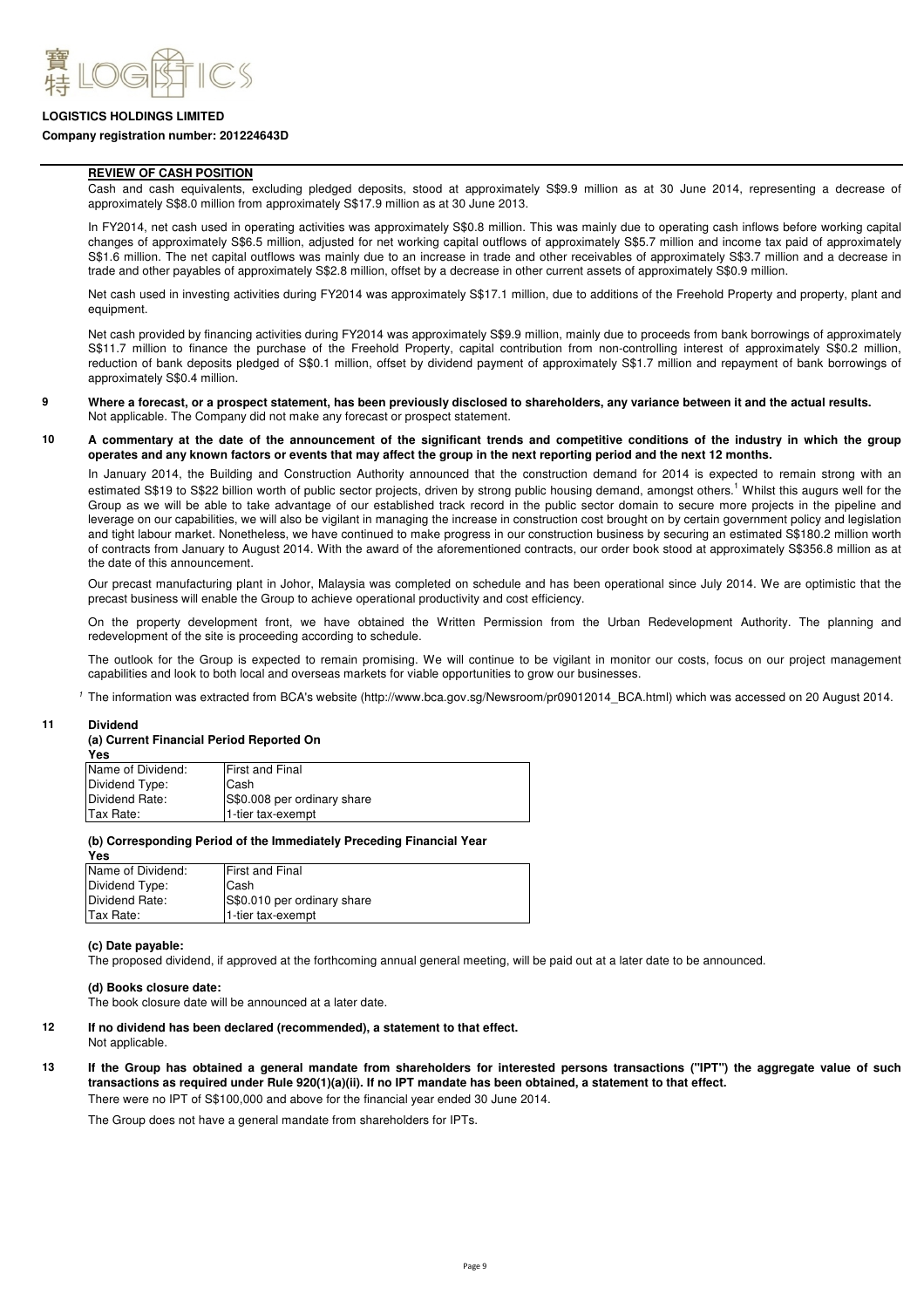**LOGISTICS HOLDINGS LIMITED**

**Company registration number: 201224643D**

**REVIEW OF CASH POSITION**

Cash and cash equivalents, excluding pledged deposits, stood at approximately S$9.9 million as at 30 June 2014, representing a decrease of approximately S$8.0 million from approximately S$17.9 million as at 30 June 2013.

In FY2014, net cash used in operating activities was approximately S$0.8 million. This was mainly due to operating cash inflows before working capital changes of approximately S$6.5 million, adjusted for net working capital outflows of approximately S$5.7 million and income tax paid of approximately S$1.6 million. The net capital outflows was mainly due to an increase in trade and other receivables of approximately S$3.7 million and a decrease in trade and other payables of approximately S$2.8 million, offset by a decrease in other current assets of approximately S$0.9 million.

Net cash used in investing activities during FY2014 was approximately S$17.1 million, due to additions of the Freehold Property and property, plant and equipment.

Net cash provided by financing activities during FY2014 was approximately S$9.9 million, mainly due to proceeds from bank borrowings of approximately S$11.7 million to finance the purchase of the Freehold Property, capital contribution from non-controlling interest of approximately S$0.2 million, reduction of bank deposits pledged of S$0.1 million, offset by dividend payment of approximately S$1.7 million and repayment of bank borrowings of approximately S$0.4 million.

**9 Where a forecast, or a prospect statement, has been previously disclosed to shareholders, any variance between it and the actual results.**

Not applicable. The Company did not make any forecast or prospect statement.

**10 A commentary at the date of the announcement of the significant trends and competitive conditions of the industry in which the group operates and any known factors or events that may affect the group in the next reporting period and the next 12 months.**

In January 2014, the Building and Construction Authority announced that the construction demand for 2014 is expected to remain strong with an estimated S$19 to S$22 billion worth of public sector projects, driven by strong public housing demand, amongst others.[1] Whilst this augurs well for the Group as we will be able to take advantage of our established track record in the public sector domain to secure more projects in the pipeline and leverage on our capabilities, we will also be vigilant in managing the increase in construction cost brought on by certain government policy and legislation and tight labour market. Nonetheless, we have continued to make progress in our construction business by securing an estimated S$180.2 million worth of contracts from January to August 2014. With the award of the aforementioned contracts, our order book stood at approximately S$356.8 million as at the date of this announcement.

Our precast manufacturing plant in Johor, Malaysia was completed on schedule and has been operational since July 2014. We are optimistic that the precast business will enable the Group to achieve operational productivity and cost efficiency.

On the property development front, we have obtained the Written Permission from the Urban Redevelopment Authority. The planning and redevelopment of the site is proceeding according to schedule.

The outlook for the Group is expected to remain promising. We will continue to be vigilant in monitor our costs, focus on our project management capabilities and look to both local and overseas markets for viable opportunities to grow our businesses.

[1] The information was extracted from BCA's website (http://www.bca.gov.sg/Newsroom/pr09012014_BCA.html) which was accessed on 20 August 2014.

**11 Dividend**

**(a) Current Financial Period Reported On**

**Yes**

| | |
|---|---|
| Name of Dividend: | First and Final |
| Dividend Type: | Cash |
| Dividend Rate: | S$0.008 per ordinary share |
| Tax Rate: | 1-tier tax-exempt |

**(b) Corresponding Period of the Immediately Preceding Financial Year**

**Yes**

| | |
|---|---|
| Name of Dividend: | First and Final |
| Dividend Type: | Cash |
| Dividend Rate: | S$0.010 per ordinary share |
| Tax Rate: | 1-tier tax-exempt |

**(c) Date payable:**

The proposed dividend, if approved at the forthcoming annual general meeting, will be paid out at a later date to be announced.

**(d) Books closure date:**

The book closure date will be announced at a later date.

**12 If no dividend has been declared (recommended), a statement to that effect.**

Not applicable.

**13 If the Group has obtained a general mandate from shareholders for interested persons transactions ("IPT") the aggregate value of such transactions as required under Rule 920(1)(a)(ii). If no IPT mandate has been obtained, a statement to that effect.**

There were no IPT of S$100,000 and above for the financial year ended 30 June 2014.

The Group does not have a general mandate from shareholders for IPTs.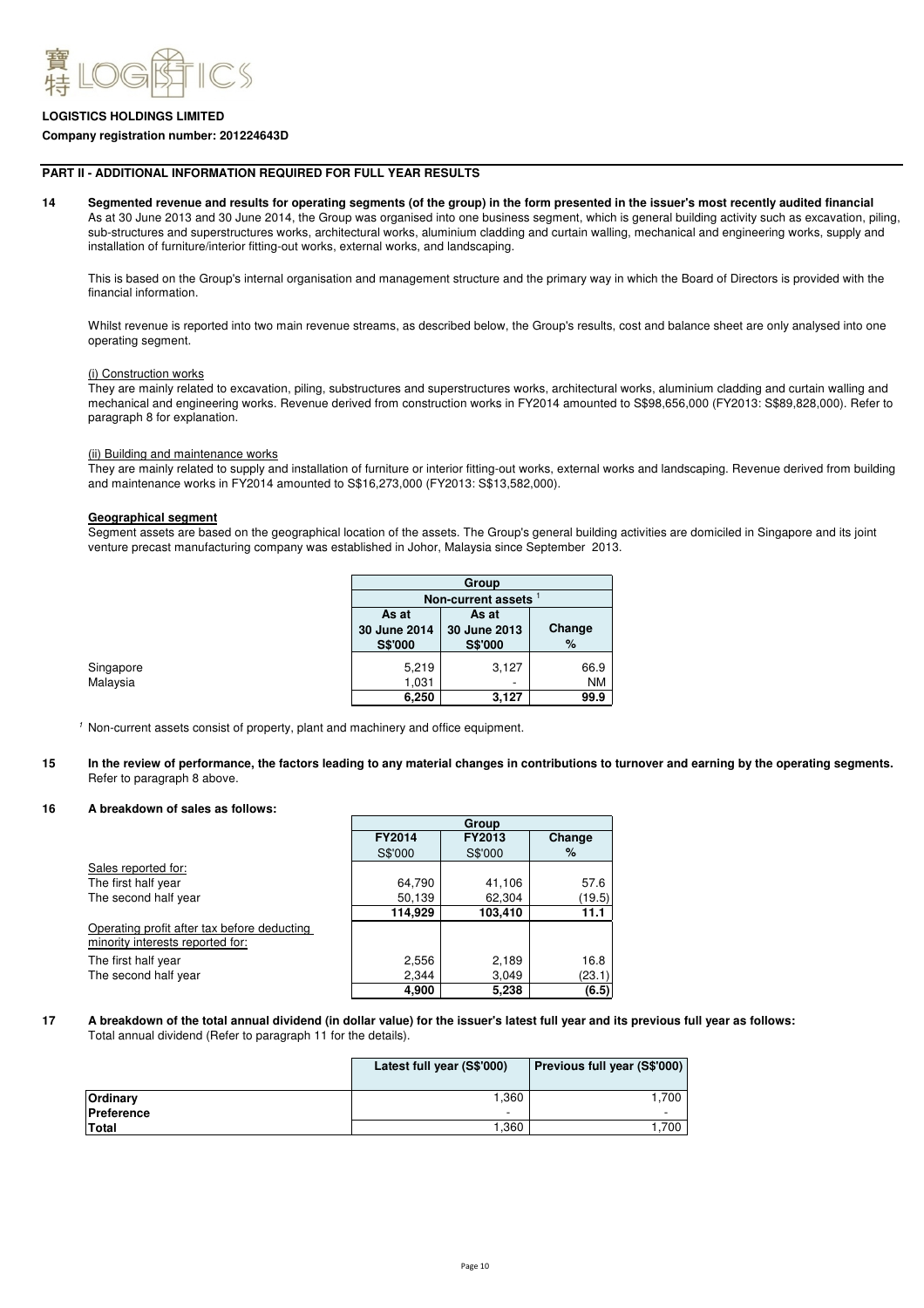**LOGISTICS HOLDINGS LIMITED**

**Company registration number: 201224643D**

## PART II - ADDITIONAL INFORMATION REQUIRED FOR FULL YEAR RESULTS

**14 Segmented revenue and results for operating segments (of the group) in the form presented in the issuer's most recently audited financial**

As at 30 June 2013 and 30 June 2014, the Group was organised into one business segment, which is general building activity such as excavation, piling, sub-structures and superstructures works, architectural works, aluminium cladding and curtain walling, mechanical and engineering works, supply and installation of furniture/interior fitting-out works, external works, and landscaping.

This is based on the Group's internal organisation and management structure and the primary way in which the Board of Directors is provided with the financial information.

Whilst revenue is reported into two main revenue streams, as described below, the Group's results, cost and balance sheet are only analysed into one operating segment.

(i) Construction works

They are mainly related to excavation, piling, substructures and superstructures works, architectural works, aluminium cladding and curtain walling and mechanical and engineering works. Revenue derived from construction works in FY2014 amounted to S$98,656,000 (FY2013: S$89,828,000). Refer to paragraph 8 for explanation.

(ii) Building and maintenance works

They are mainly related to supply and installation of furniture or interior fitting-out works, external works and landscaping. Revenue derived from building and maintenance works in FY2014 amounted to S$16,273,000 (FY2013: S$13,582,000).

**Geographical segment**

Segment assets are based on the geographical location of the assets. The Group's general building activities are domiciled in Singapore and its joint venture precast manufacturing company was established in Johor, Malaysia since September 2013.

| | Group | | |
|---|---|---|---|
| | Non-current assets [1] | | |
| | As at 30 June 2014 S$'000 | As at 30 June 2013 S$'000 | Change % |
| Singapore | 5,219 | 3,127 | 66.9 |
| Malaysia | 1,031 | - | NM |
| | **6,250** | **3,127** | **99.9** |

[1] Non-current assets consist of property, plant and machinery and office equipment.

**15 In the review of performance, the factors leading to any material changes in contributions to turnover and earning by the operating segments.**

Refer to paragraph 8 above.

**16 A breakdown of sales as follows:**

| | Group | | |
|---|---|---|---|
| | **FY2014** S$'000 | **FY2013** S$'000 | **Change** % |
| Sales reported for: | | | |
| The first half year | 64,790 | 41,106 | 57.6 |
| The second half year | 50,139 | 62,304 | (19.5) |
| | **114,929** | **103,410** | **11.1** |
| Operating profit after tax before deducting minority interests reported for: | | | |
| The first half year | 2,556 | 2,189 | 16.8 |
| The second half year | 2,344 | 3,049 | (23.1) |
| | **4,900** | **5,238** | **(6.5)** |

**17 A breakdown of the total annual dividend (in dollar value) for the issuer's latest full year and its previous full year as follows:**

Total annual dividend (Refer to paragraph 11 for the details).

| | Latest full year (S$'000) | Previous full year (S$'000) |
|---|---|---|
| **Ordinary** | 1,360 | 1,700 |
| **Preference** | - | - |
| **Total** | 1,360 | 1,700 |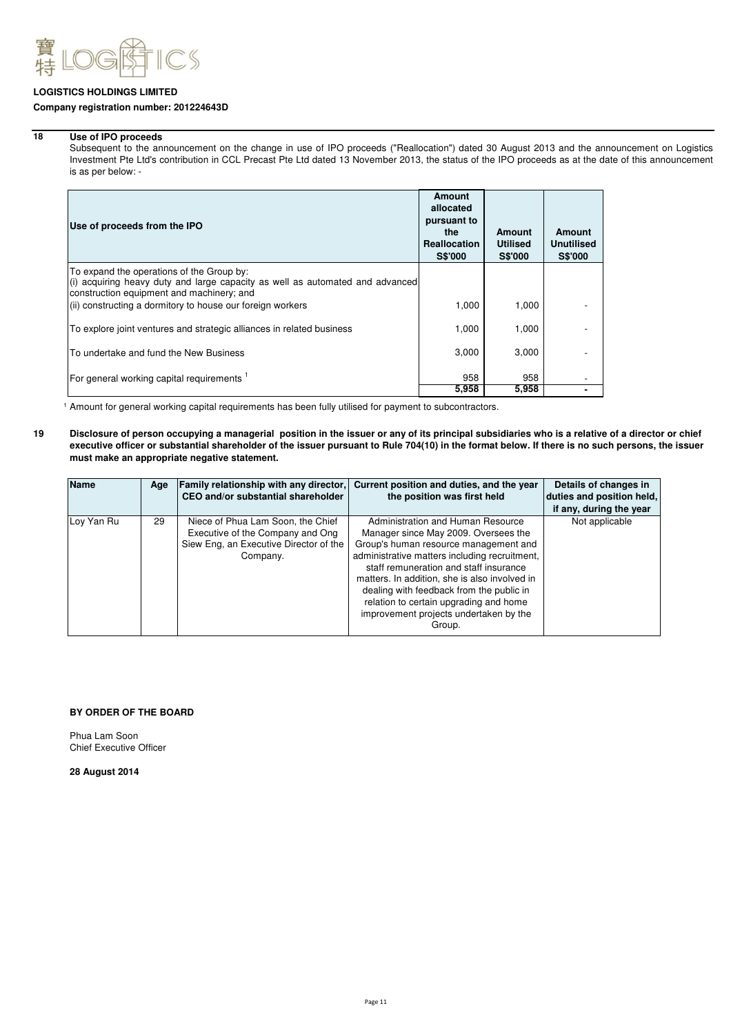**LOGISTICS HOLDINGS LIMITED**

**Company registration number: 201224643D**

## 18 Use of IPO proceeds

Subsequent to the announcement on the change in use of IPO proceeds ("Reallocation") dated 30 August 2013 and the announcement on Logistics Investment Pte Ltd's contribution in CCL Precast Pte Ltd dated 13 November 2013, the status of the IPO proceeds as at the date of this announcement is as per below: -

| Use of proceeds from the IPO | Amount allocated pursuant to the Reallocation S$'000 | Amount Utilised S$'000 | Amount Unutilised S$'000 |
|---|---|---|---|
| To expand the operations of the Group by:<br>(i) acquiring heavy duty and large capacity as well as automated and advanced construction equipment and machinery; and<br>(ii) constructing a dormitory to house our foreign workers | 1,000 | 1,000 | - |
| To explore joint ventures and strategic alliances in related business | 1,000 | 1,000 | - |
| To undertake and fund the New Business | 3,000 | 3,000 | - |
| For general working capital requirements [1] | 958 | 958 | - |
| | **5,958** | **5,958** | **-** |

[1] Amount for general working capital requirements has been fully utilised for payment to subcontractors.

## 19 Disclosure of person occupying a managerial position in the issuer or any of its principal subsidiaries who is a relative of a director or chief executive officer or substantial shareholder of the issuer pursuant to Rule 704(10) in the format below. If there is no such persons, the issuer must make an appropriate negative statement.

| Name | Age | Family relationship with any director, CEO and/or substantial shareholder | Current position and duties, and the year the position was first held | Details of changes in duties and position held, if any, during the year |
|---|---|---|---|---|
| Loy Yan Ru | 29 | Niece of Phua Lam Soon, the Chief Executive of the Company and Ong Siew Eng, an Executive Director of the Company. | Administration and Human Resource Manager since May 2009. Oversees the Group's human resource management and administrative matters including recruitment, staff remuneration and staff insurance matters. In addition, she is also involved in dealing with feedback from the public in relation to certain upgrading and home improvement projects undertaken by the Group. | Not applicable |

**BY ORDER OF THE BOARD**

Phua Lam Soon
Chief Executive Officer

**28 August 2014**